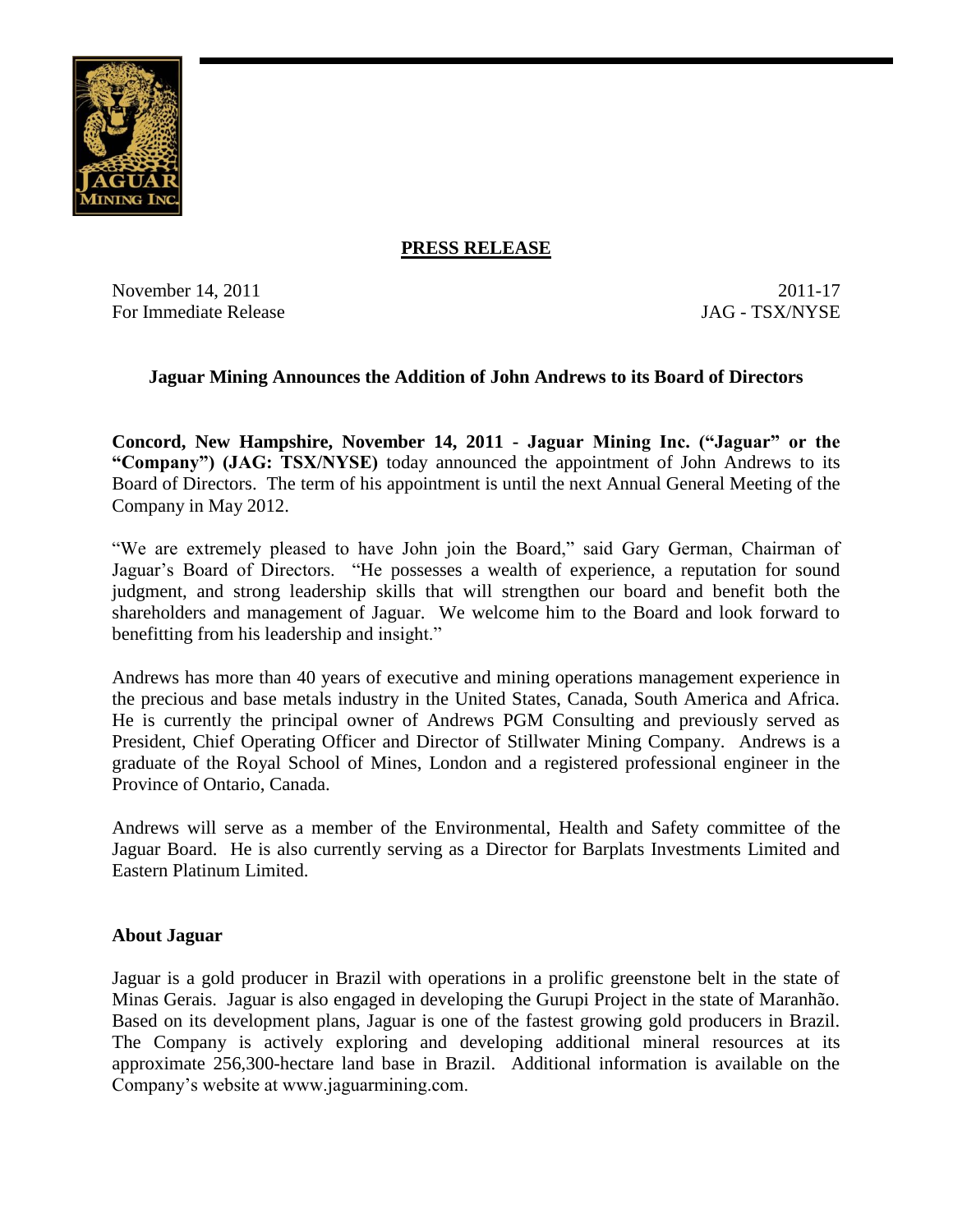**PRESS RELEASE**

November 14, 2011
For Immediate Release

2011-17
JAG - TSX/NYSE

## Jaguar Mining Announces the Addition of John Andrews to its Board of Directors

**Concord, New Hampshire, November 14, 2011 - Jaguar Mining Inc. ("Jaguar" or the "Company") (JAG: TSX/NYSE)** today announced the appointment of John Andrews to its Board of Directors. The term of his appointment is until the next Annual General Meeting of the Company in May 2012.

"We are extremely pleased to have John join the Board," said Gary German, Chairman of Jaguar's Board of Directors. "He possesses a wealth of experience, a reputation for sound judgment, and strong leadership skills that will strengthen our board and benefit both the shareholders and management of Jaguar. We welcome him to the Board and look forward to benefitting from his leadership and insight."

Andrews has more than 40 years of executive and mining operations management experience in the precious and base metals industry in the United States, Canada, South America and Africa. He is currently the principal owner of Andrews PGM Consulting and previously served as President, Chief Operating Officer and Director of Stillwater Mining Company. Andrews is a graduate of the Royal School of Mines, London and a registered professional engineer in the Province of Ontario, Canada.

Andrews will serve as a member of the Environmental, Health and Safety committee of the Jaguar Board. He is also currently serving as a Director for Barplats Investments Limited and Eastern Platinum Limited.

### About Jaguar

Jaguar is a gold producer in Brazil with operations in a prolific greenstone belt in the state of Minas Gerais. Jaguar is also engaged in developing the Gurupi Project in the state of Maranhão. Based on its development plans, Jaguar is one of the fastest growing gold producers in Brazil. The Company is actively exploring and developing additional mineral resources at its approximate 256,300-hectare land base in Brazil. Additional information is available on the Company's website at www.jaguarmining.com.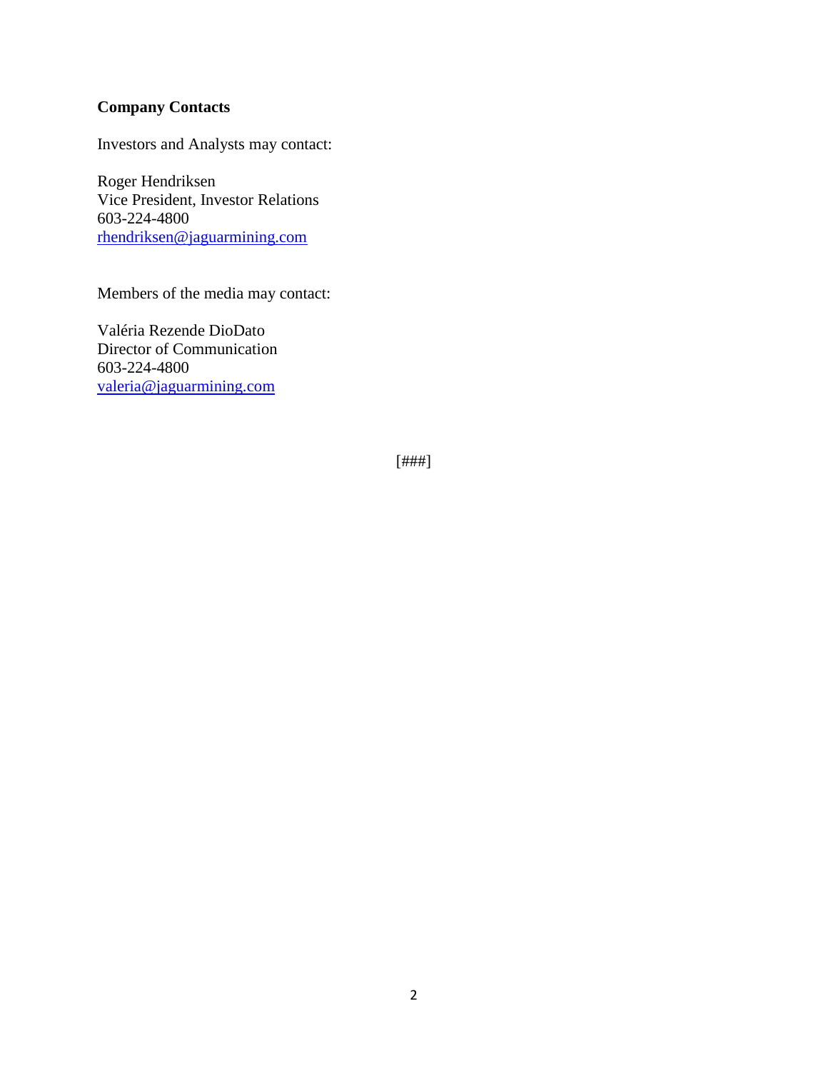**Company Contacts**

Investors and Analysts may contact:

Roger Hendriksen
Vice President, Investor Relations
603-224-4800
rhendriksen@jaguarmining.com

Members of the media may contact:

Valéria Rezende DioDato
Director of Communication
603-224-4800
valeria@jaguarmining.com

[###]